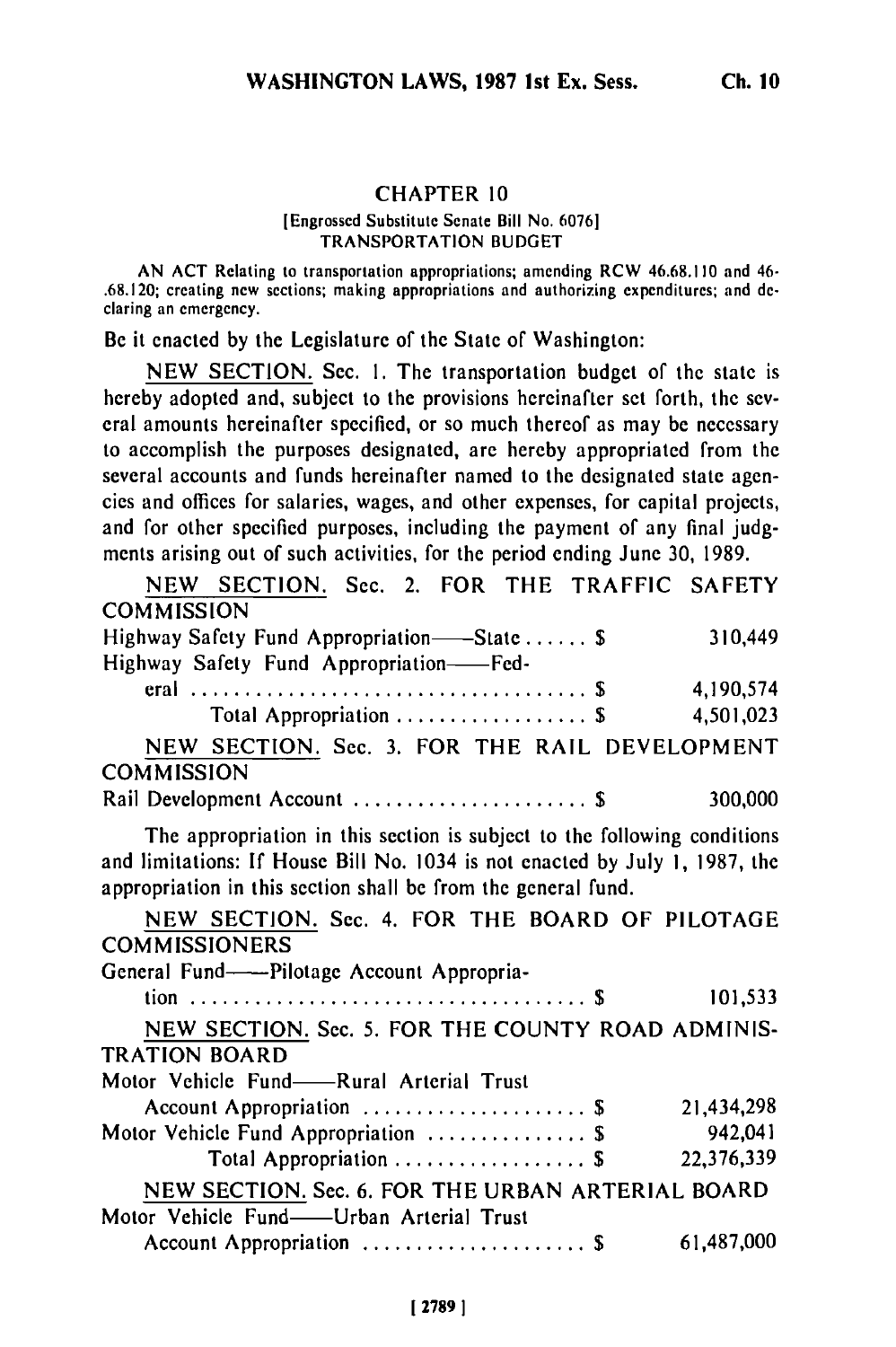## CHAPTER 10

[Engrossed Substitute Senate Bill No. 6076]
TRANSPORTATION BUDGET

AN ACT Relating to transportation appropriations; amending RCW 46.68.110 and 46.68.120; creating new sections; making appropriations and authorizing expenditures; and declaring an emergency.

Be it enacted by the Legislature of the State of Washington:

NEW SECTION. Sec. 1. The transportation budget of the state is hereby adopted and, subject to the provisions hereinafter set forth, the several amounts hereinafter specified, or so much thereof as may be necessary to accomplish the purposes designated, are hereby appropriated from the several accounts and funds hereinafter named to the designated state agencies and offices for salaries, wages, and other expenses, for capital projects, and for other specified purposes, including the payment of any final judgments arising out of such activities, for the period ending June 30, 1989.

NEW SECTION. Sec. 2. FOR THE TRAFFIC SAFETY COMMISSION

| | |
|---|---|
| Highway Safety Fund Appropriation—State . . . . . . $ | 310,449 |
| Highway Safety Fund Appropriation—Federal . . . . . . $ | 4,190,574 |
| Total Appropriation . . . . . . $ | 4,501,023 |

NEW SECTION. Sec. 3. FOR THE RAIL DEVELOPMENT COMMISSION

| | |
|---|---|
| Rail Development Account . . . . . . $ | 300,000 |

The appropriation in this section is subject to the following conditions and limitations: If House Bill No. 1034 is not enacted by July 1, 1987, the appropriation in this section shall be from the general fund.

NEW SECTION. Sec. 4. FOR THE BOARD OF PILOTAGE COMMISSIONERS

| | |
|---|---|
| General Fund—Pilotage Account Appropriation . . . . . . $ | 101,533 |

NEW SECTION. Sec. 5. FOR THE COUNTY ROAD ADMINISTRATION BOARD

| | |
|---|---|
| Motor Vehicle Fund—Rural Arterial Trust Account Appropriation . . . . . . $ | 21,434,298 |
| Motor Vehicle Fund Appropriation . . . . . . $ | 942,041 |
| Total Appropriation . . . . . . $ | 22,376,339 |

NEW SECTION. Sec. 6. FOR THE URBAN ARTERIAL BOARD

| | |
|---|---|
| Motor Vehicle Fund—Urban Arterial Trust Account Appropriation . . . . . . $ | 61,487,000 |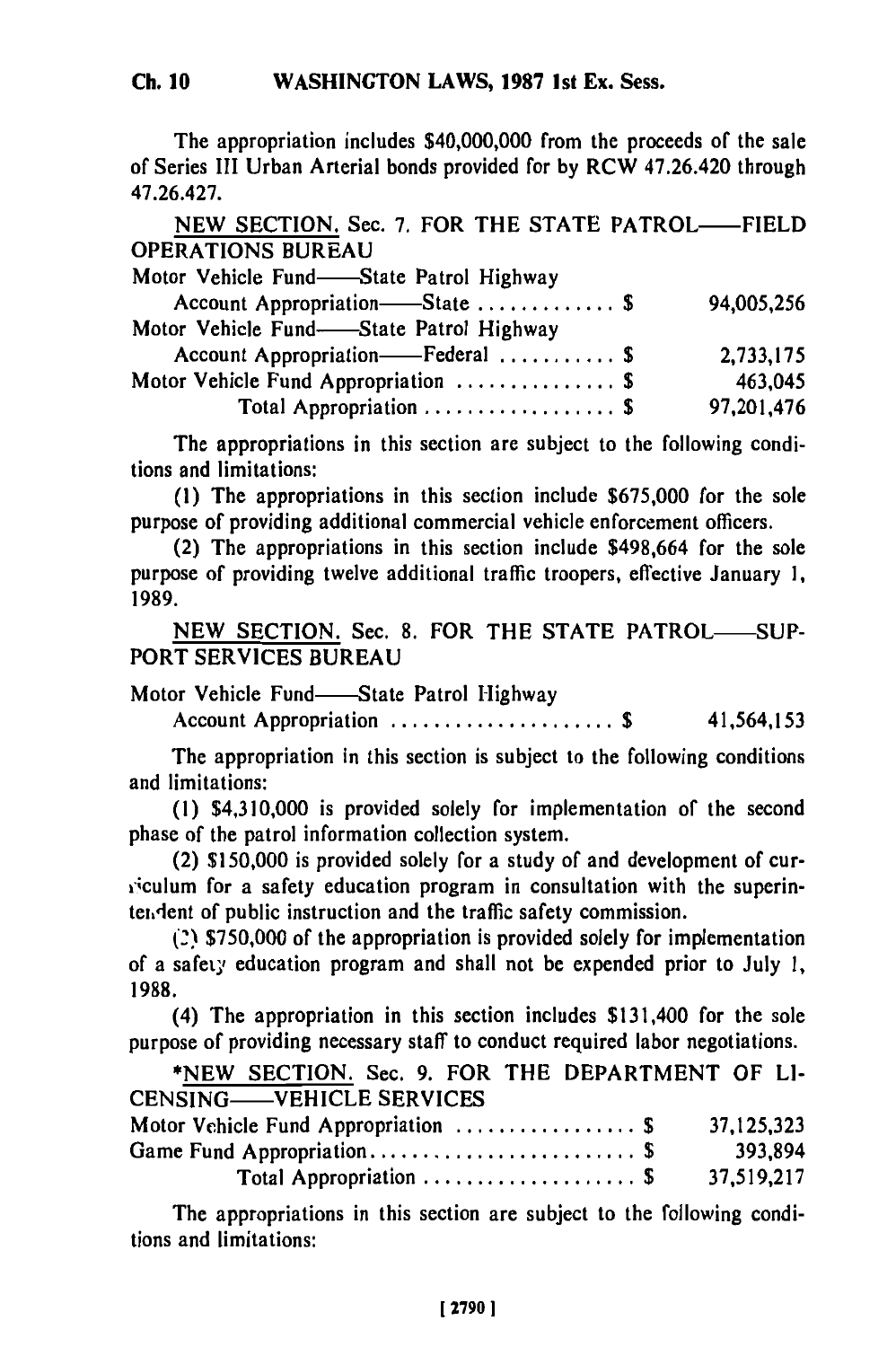The appropriation includes $40,000,000 from the proceeds of the sale of Series III Urban Arterial bonds provided for by RCW 47.26.420 through 47.26.427.

NEW SECTION. Sec. 7. FOR THE STATE PATROL——FIELD OPERATIONS BUREAU

| | |
|---|---|
| Motor Vehicle Fund——State Patrol Highway Account Appropriation——State .............. $ | 94,005,256 |
| Motor Vehicle Fund——State Patrol Highway Account Appropriation——Federal ........... $ | 2,733,175 |
| Motor Vehicle Fund Appropriation ............... $ | 463,045 |
| Total Appropriation .................. $ | 97,201,476 |

The appropriations in this section are subject to the following conditions and limitations:

(1) The appropriations in this section include $675,000 for the sole purpose of providing additional commercial vehicle enforcement officers.

(2) The appropriations in this section include $498,664 for the sole purpose of providing twelve additional traffic troopers, effective January 1, 1989.

NEW SECTION. Sec. 8. FOR THE STATE PATROL——SUPPORT SERVICES BUREAU

| | |
|---|---|
| Motor Vehicle Fund——State Patrol Highway Account Appropriation ..................... $ | 41,564,153 |

The appropriation in this section is subject to the following conditions and limitations:

(1) $4,310,000 is provided solely for implementation of the second phase of the patrol information collection system.

(2) $150,000 is provided solely for a study of and development of curriculum for a safety education program in consultation with the superintendent of public instruction and the traffic safety commission.

(3) $750,000 of the appropriation is provided solely for implementation of a safety education program and shall not be expended prior to July 1, 1988.

(4) The appropriation in this section includes $131,400 for the sole purpose of providing necessary staff to conduct required labor negotiations.

*NEW SECTION. Sec. 9. FOR THE DEPARTMENT OF LICENSING——VEHICLE SERVICES

| | |
|---|---|
| Motor Vehicle Fund Appropriation ................ $ | 37,125,323 |
| Game Fund Appropriation......................... $ | 393,894 |
| Total Appropriation .................... $ | 37,519,217 |

The appropriations in this section are subject to the following conditions and limitations: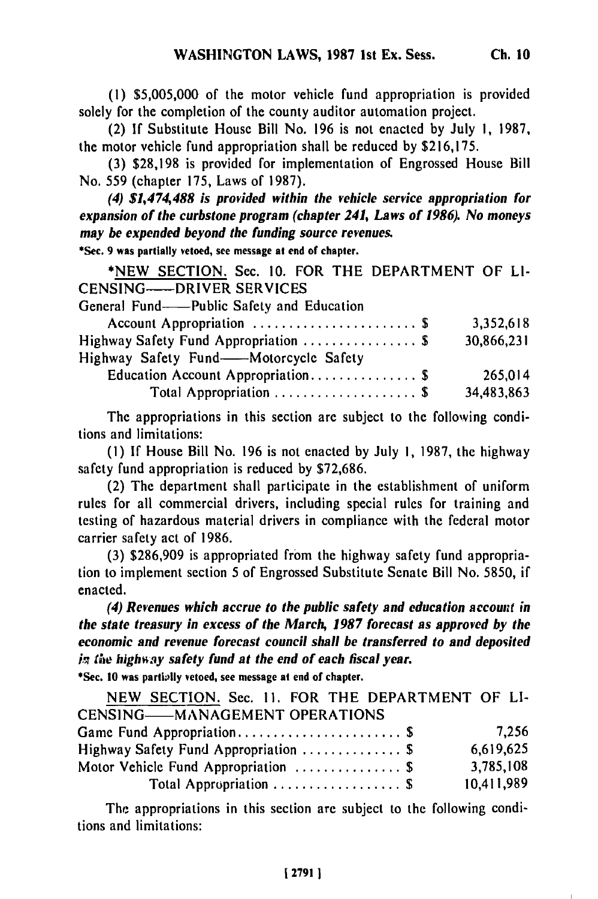(1) $5,005,000 of the motor vehicle fund appropriation is provided solely for the completion of the county auditor automation project.

(2) If Substitute House Bill No. 196 is not enacted by July 1, 1987, the motor vehicle fund appropriation shall be reduced by $216,175.

(3) $28,198 is provided for implementation of Engrossed House Bill No. 559 (chapter 175, Laws of 1987).

*(4) $1,474,488 is provided within the vehicle service appropriation for expansion of the curbstone program (chapter 241, Laws of 1986). No moneys may be expended beyond the funding source revenues.*

*Sec. 9 was partially vetoed, see message at end of chapter.

*NEW SECTION. Sec. 10. FOR THE DEPARTMENT OF LICENSING——DRIVER SERVICES

| | |
|---|---|
| General Fund——Public Safety and Education Account Appropriation . . . . . . . . . . . . . . . . . . . . . . $ | 3,352,618 |
| Highway Safety Fund Appropriation . . . . . . . . . . . . . . . . $ | 30,866,231 |
| Highway Safety Fund——Motorcycle Safety Education Account Appropriation. . . . . . . . . . . . . . . $ | 265,014 |
| Total Appropriation . . . . . . . . . . . . . . . . . . . . $ | 34,483,863 |

The appropriations in this section are subject to the following conditions and limitations:

(1) If House Bill No. 196 is not enacted by July 1, 1987, the highway safety fund appropriation is reduced by $72,686.

(2) The department shall participate in the establishment of uniform rules for all commercial drivers, including special rules for training and testing of hazardous material drivers in compliance with the federal motor carrier safety act of 1986.

(3) $286,909 is appropriated from the highway safety fund appropriation to implement section 5 of Engrossed Substitute Senate Bill No. 5850, if enacted.

*(4) Revenues which accrue to the public safety and education account in the state treasury in excess of the March, 1987 forecast as approved by the economic and revenue forecast council shall be transferred to and deposited in the highway safety fund at the end of each fiscal year.*

*Sec. 10 was partially vetoed, see message at end of chapter.

NEW SECTION. Sec. 11. FOR THE DEPARTMENT OF LICENSING——MANAGEMENT OPERATIONS

| | |
|---|---|
| Game Fund Appropriation. . . . . . . . . . . . . . . . . . . . . . . $ | 7,256 |
| Highway Safety Fund Appropriation . . . . . . . . . . . . . . $ | 6,619,625 |
| Motor Vehicle Fund Appropriation . . . . . . . . . . . . . . . $ | 3,785,108 |
| Total Appropriation . . . . . . . . . . . . . . . . . . $ | 10,411,989 |

The appropriations in this section are subject to the following conditions and limitations: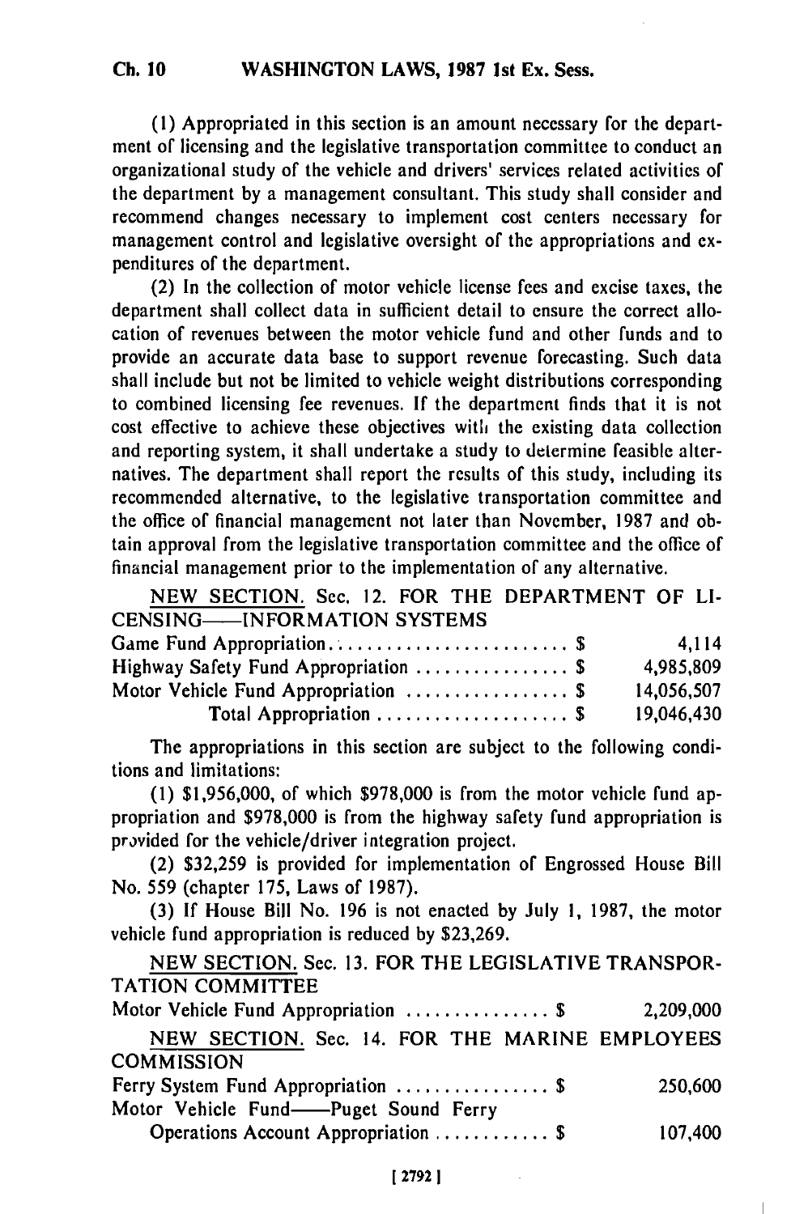(1) Appropriated in this section is an amount necessary for the department of licensing and the legislative transportation committee to conduct an organizational study of the vehicle and drivers' services related activities of the department by a management consultant. This study shall consider and recommend changes necessary to implement cost centers necessary for management control and legislative oversight of the appropriations and expenditures of the department.

(2) In the collection of motor vehicle license fees and excise taxes, the department shall collect data in sufficient detail to ensure the correct allocation of revenues between the motor vehicle fund and other funds and to provide an accurate data base to support revenue forecasting. Such data shall include but not be limited to vehicle weight distributions corresponding to combined licensing fee revenues. If the department finds that it is not cost effective to achieve these objectives with the existing data collection and reporting system, it shall undertake a study to determine feasible alternatives. The department shall report the results of this study, including its recommended alternative, to the legislative transportation committee and the office of financial management not later than November, 1987 and obtain approval from the legislative transportation committee and the office of financial management prior to the implementation of any alternative.

NEW SECTION. Sec. 12. FOR THE DEPARTMENT OF LICENSING——INFORMATION SYSTEMS

| | | |
|---|---|---|
| Game Fund Appropriation | $ | 4,114 |
| Highway Safety Fund Appropriation | $ | 4,985,809 |
| Motor Vehicle Fund Appropriation | $ | 14,056,507 |
| Total Appropriation | $ | 19,046,430 |

The appropriations in this section are subject to the following conditions and limitations:

(1) $1,956,000, of which $978,000 is from the motor vehicle fund appropriation and $978,000 is from the highway safety fund appropriation is provided for the vehicle/driver integration project.

(2) $32,259 is provided for implementation of Engrossed House Bill No. 559 (chapter 175, Laws of 1987).

(3) If House Bill No. 196 is not enacted by July 1, 1987, the motor vehicle fund appropriation is reduced by $23,269.

NEW SECTION. Sec. 13. FOR THE LEGISLATIVE TRANSPORTATION COMMITTEE

| | | |
|---|---|---|
| Motor Vehicle Fund Appropriation | $ | 2,209,000 |

NEW SECTION. Sec. 14. FOR THE MARINE EMPLOYEES COMMISSION

| | | |
|---|---|---|
| Ferry System Fund Appropriation | $ | 250,600 |
| Motor Vehicle Fund——Puget Sound Ferry Operations Account Appropriation | $ | 107,400 |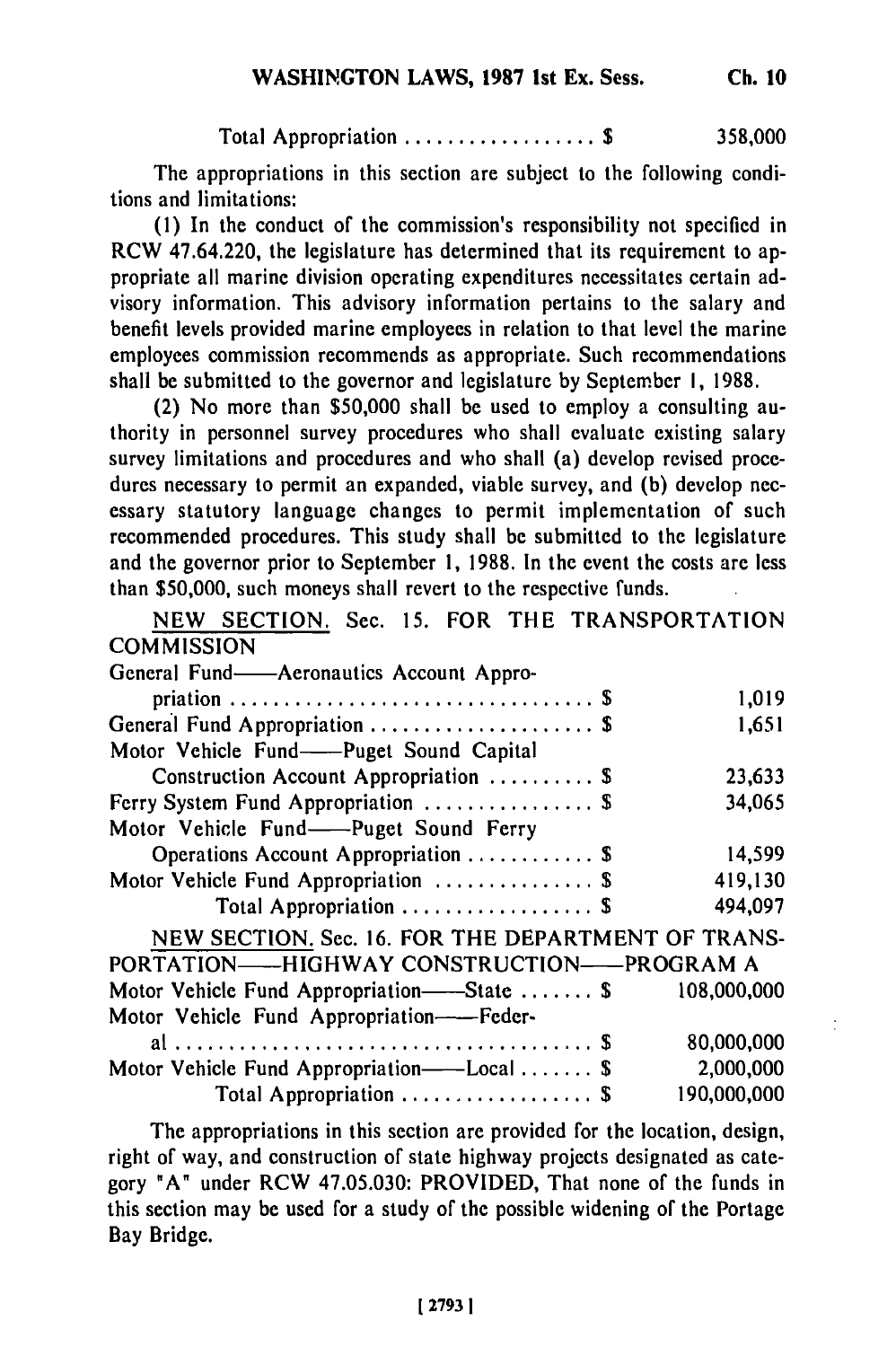Total Appropriation .................. $ 358,000

The appropriations in this section are subject to the following conditions and limitations:

(1) In the conduct of the commission's responsibility not specified in RCW 47.64.220, the legislature has determined that its requirement to appropriate all marine division operating expenditures necessitates certain advisory information. This advisory information pertains to the salary and benefit levels provided marine employees in relation to that level the marine employees commission recommends as appropriate. Such recommendations shall be submitted to the governor and legislature by September 1, 1988.

(2) No more than $50,000 shall be used to employ a consulting authority in personnel survey procedures who shall evaluate existing salary survey limitations and procedures and who shall (a) develop revised procedures necessary to permit an expanded, viable survey, and (b) develop necessary statutory language changes to permit implementation of such recommended procedures. This study shall be submitted to the legislature and the governor prior to September 1, 1988. In the event the costs are less than $50,000, such moneys shall revert to the respective funds.

NEW SECTION. Sec. 15. FOR THE TRANSPORTATION COMMISSION

| | |
|---|---|
| General Fund——Aeronautics Account Appropriation .................................. $ | 1,019 |
| General Fund Appropriation ...................... $ | 1,651 |
| Motor Vehicle Fund——Puget Sound Capital Construction Account Appropriation .......... $ | 23,633 |
| Ferry System Fund Appropriation ................ $ | 34,065 |
| Motor Vehicle Fund——Puget Sound Ferry Operations Account Appropriation ............ $ | 14,599 |
| Motor Vehicle Fund Appropriation ............... $ | 419,130 |
| Total Appropriation .................. $ | 494,097 |

NEW SECTION. Sec. 16. FOR THE DEPARTMENT OF TRANSPORTATION——HIGHWAY CONSTRUCTION——PROGRAM A

| | |
|---|---|
| Motor Vehicle Fund Appropriation——State ....... $ | 108,000,000 |
| Motor Vehicle Fund Appropriation——Federal ....................................... $ | 80,000,000 |
| Motor Vehicle Fund Appropriation——Local ....... $ | 2,000,000 |
| Total Appropriation .................. $ | 190,000,000 |

The appropriations in this section are provided for the location, design, right of way, and construction of state highway projects designated as category "A" under RCW 47.05.030: PROVIDED, That none of the funds in this section may be used for a study of the possible widening of the Portage Bay Bridge.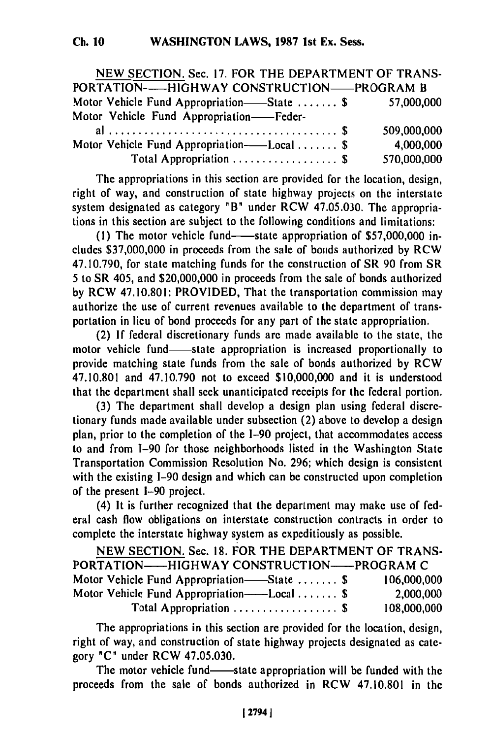NEW SECTION. Sec. 17. FOR THE DEPARTMENT OF TRANSPORTATION——HIGHWAY CONSTRUCTION——PROGRAM B

| | |
|---|---|
| Motor Vehicle Fund Appropriation——State ....... $ | 57,000,000 |
| Motor Vehicle Fund Appropriation——Federal ....... $ | 509,000,000 |
| Motor Vehicle Fund Appropriation——Local ....... $ | 4,000,000 |
| Total Appropriation .................. $ | 570,000,000 |

The appropriations in this section are provided for the location, design, right of way, and construction of state highway projects on the interstate system designated as category "B" under RCW 47.05.030. The appropriations in this section are subject to the following conditions and limitations:

(1) The motor vehicle fund——state appropriation of $57,000,000 includes $37,000,000 in proceeds from the sale of bonds authorized by RCW 47.10.790, for state matching funds for the construction of SR 90 from SR 5 to SR 405, and $20,000,000 in proceeds from the sale of bonds authorized by RCW 47.10.801: PROVIDED, That the transportation commission may authorize the use of current revenues available to the department of transportation in lieu of bond proceeds for any part of the state appropriation.

(2) If federal discretionary funds are made available to the state, the motor vehicle fund——state appropriation is increased proportionally to provide matching state funds from the sale of bonds authorized by RCW 47.10.801 and 47.10.790 not to exceed $10,000,000 and it is understood that the department shall seek unanticipated receipts for the federal portion.

(3) The department shall develop a design plan using federal discretionary funds made available under subsection (2) above to develop a design plan, prior to the completion of the I-90 project, that accommodates access to and from I-90 for those neighborhoods listed in the Washington State Transportation Commission Resolution No. 296; which design is consistent with the existing I-90 design and which can be constructed upon completion of the present I-90 project.

(4) It is further recognized that the department may make use of federal cash flow obligations on interstate construction contracts in order to complete the interstate highway system as expeditiously as possible.

NEW SECTION. Sec. 18. FOR THE DEPARTMENT OF TRANSPORTATION——HIGHWAY CONSTRUCTION——PROGRAM C

| | |
|---|---|
| Motor Vehicle Fund Appropriation——State ....... $ | 106,000,000 |
| Motor Vehicle Fund Appropriation——Local ....... $ | 2,000,000 |
| Total Appropriation .................. $ | 108,000,000 |

The appropriations in this section are provided for the location, design, right of way, and construction of state highway projects designated as category "C" under RCW 47.05.030.

The motor vehicle fund——state appropriation will be funded with the proceeds from the sale of bonds authorized in RCW 47.10.801 in the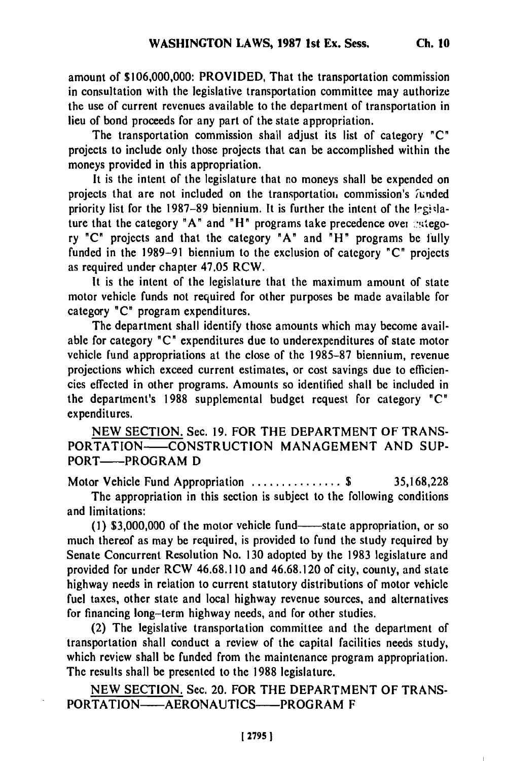amount of $106,000,000: PROVIDED, That the transportation commission in consultation with the legislative transportation committee may authorize the use of current revenues available to the department of transportation in lieu of bond proceeds for any part of the state appropriation.

The transportation commission shall adjust its list of category "C" projects to include only those projects that can be accomplished within the moneys provided in this appropriation.

It is the intent of the legislature that no moneys shall be expended on projects that are not included on the transportation commission's funded priority list for the 1987-89 biennium. It is further the intent of the legislature that the category "A" and "H" programs take precedence over category "C" projects and that the category "A" and "H" programs be fully funded in the 1989-91 biennium to the exclusion of category "C" projects as required under chapter 47.05 RCW.

It is the intent of the legislature that the maximum amount of state motor vehicle funds not required for other purposes be made available for category "C" program expenditures.

The department shall identify those amounts which may become available for category "C" expenditures due to underexpenditures of state motor vehicle fund appropriations at the close of the 1985-87 biennium, revenue projections which exceed current estimates, or cost savings due to efficiencies effected in other programs. Amounts so identified shall be included in the department's 1988 supplemental budget request for category "C" expenditures.

NEW SECTION. Sec. 19. FOR THE DEPARTMENT OF TRANSPORTATION——CONSTRUCTION MANAGEMENT AND SUPPORT——PROGRAM D

Motor Vehicle Fund Appropriation . . . . . . . . . . . . . . . $ 35,168,228

The appropriation in this section is subject to the following conditions and limitations:

(1) $3,000,000 of the motor vehicle fund——state appropriation, or so much thereof as may be required, is provided to fund the study required by Senate Concurrent Resolution No. 130 adopted by the 1983 legislature and provided for under RCW 46.68.110 and 46.68.120 of city, county, and state highway needs in relation to current statutory distributions of motor vehicle fuel taxes, other state and local highway revenue sources, and alternatives for financing long-term highway needs, and for other studies.

(2) The legislative transportation committee and the department of transportation shall conduct a review of the capital facilities needs study, which review shall be funded from the maintenance program appropriation. The results shall be presented to the 1988 legislature.

NEW SECTION. Sec. 20. FOR THE DEPARTMENT OF TRANSPORTATION——AERONAUTICS——PROGRAM F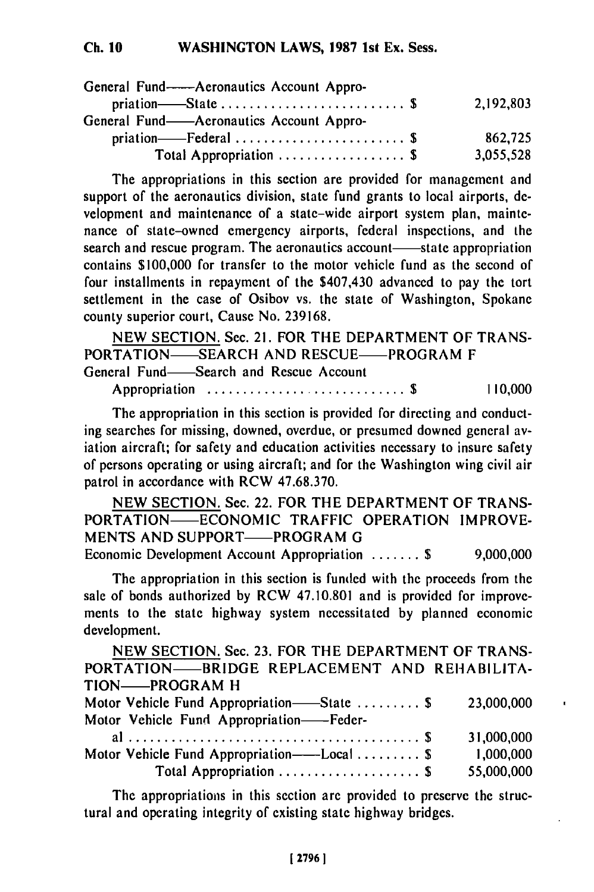| | |
|---|---|
| General Fund—Aeronautics Account Appropriation—State $ | 2,192,803 |
| General Fund—Aeronautics Account Appropriation—Federal $ | 862,725 |
| Total Appropriation $ | 3,055,528 |

The appropriations in this section are provided for management and support of the aeronautics division, state fund grants to local airports, development and maintenance of a state-wide airport system plan, maintenance of state-owned emergency airports, federal inspections, and the search and rescue program. The aeronautics account—state appropriation contains $100,000 for transfer to the motor vehicle fund as the second of four installments in repayment of the $407,430 advanced to pay the tort settlement in the case of Osibov vs. the state of Washington, Spokane county superior court, Cause No. 239168.

NEW SECTION. Sec. 21. FOR THE DEPARTMENT OF TRANSPORTATION—SEARCH AND RESCUE—PROGRAM F

| | |
|---|---|
| General Fund—Search and Rescue Account Appropriation $ | 110,000 |

The appropriation in this section is provided for directing and conducting searches for missing, downed, overdue, or presumed downed general aviation aircraft; for safety and education activities necessary to insure safety of persons operating or using aircraft; and for the Washington wing civil air patrol in accordance with RCW 47.68.370.

NEW SECTION. Sec. 22. FOR THE DEPARTMENT OF TRANSPORTATION—ECONOMIC TRAFFIC OPERATION IMPROVEMENTS AND SUPPORT—PROGRAM G

| | |
|---|---|
| Economic Development Account Appropriation $ | 9,000,000 |

The appropriation in this section is funded with the proceeds from the sale of bonds authorized by RCW 47.10.801 and is provided for improvements to the state highway system necessitated by planned economic development.

NEW SECTION. Sec. 23. FOR THE DEPARTMENT OF TRANSPORTATION—BRIDGE REPLACEMENT AND REHABILITATION—PROGRAM H

| | |
|---|---|
| Motor Vehicle Fund Appropriation—State $ | 23,000,000 |
| Motor Vehicle Fund Appropriation—Federal $ | 31,000,000 |
| Motor Vehicle Fund Appropriation—Local $ | 1,000,000 |
| Total Appropriation $ | 55,000,000 |

The appropriations in this section are provided to preserve the structural and operating integrity of existing state highway bridges.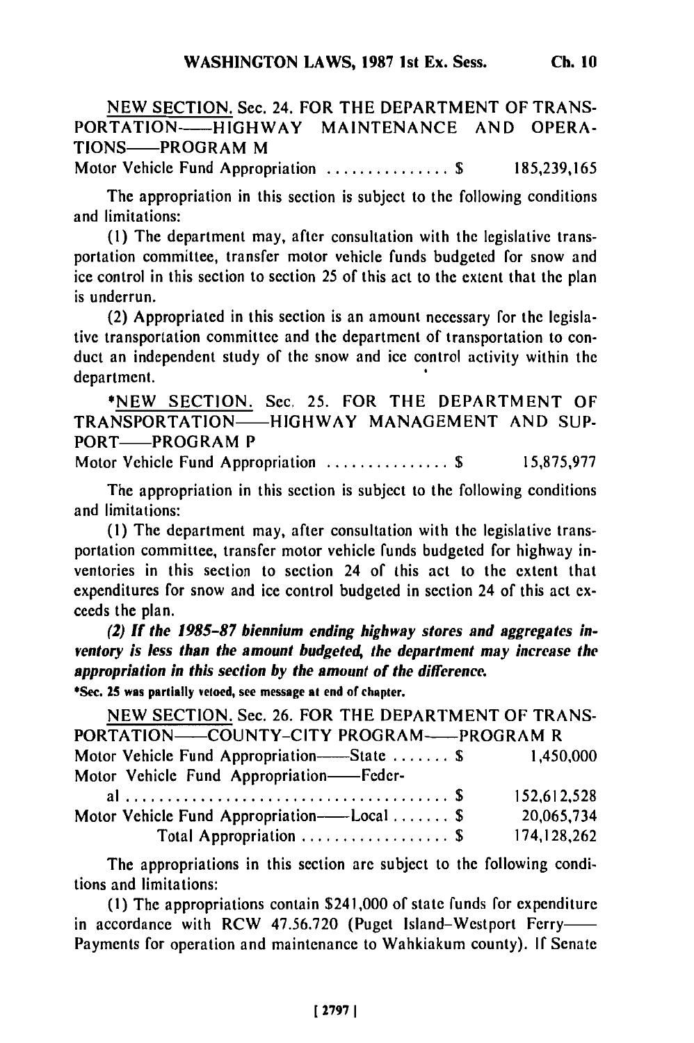NEW SECTION. Sec. 24. FOR THE DEPARTMENT OF TRANSPORTATION—HIGHWAY MAINTENANCE AND OPERATIONS—PROGRAM M

Motor Vehicle Fund Appropriation ............... $ 185,239,165

The appropriation in this section is subject to the following conditions and limitations:

(1) The department may, after consultation with the legislative transportation committee, transfer motor vehicle funds budgeted for snow and ice control in this section to section 25 of this act to the extent that the plan is underrun.

(2) Appropriated in this section is an amount necessary for the legislative transportation committee and the department of transportation to conduct an independent study of the snow and ice control activity within the department.

*NEW SECTION. Sec. 25. FOR THE DEPARTMENT OF TRANSPORTATION—HIGHWAY MANAGEMENT AND SUPPORT—PROGRAM P

Motor Vehicle Fund Appropriation ............... $ 15,875,977

The appropriation in this section is subject to the following conditions and limitations:

(1) The department may, after consultation with the legislative transportation committee, transfer motor vehicle funds budgeted for highway inventories in this section to section 24 of this act to the extent that expenditures for snow and ice control budgeted in section 24 of this act exceeds the plan.

***(2) If the 1985-87 biennium ending highway stores and aggregates inventory is less than the amount budgeted, the department may increase the appropriation in this section by the amount of the difference.***

*Sec. 25 was partially vetoed, see message at end of chapter.

NEW SECTION. Sec. 26. FOR THE DEPARTMENT OF TRANSPORTATION—COUNTY-CITY PROGRAM—PROGRAM R

| | |
|---|---|
| Motor Vehicle Fund Appropriation—State ....... $ | 1,450,000 |
| Motor Vehicle Fund Appropriation—Federal ....... $ | 152,612,528 |
| Motor Vehicle Fund Appropriation—Local ....... $ | 20,065,734 |
| Total Appropriation .................. $ | 174,128,262 |

The appropriations in this section are subject to the following conditions and limitations:

(1) The appropriations contain $241,000 of state funds for expenditure in accordance with RCW 47.56.720 (Puget Island-Westport Ferry—Payments for operation and maintenance to Wahkiakum county). If Senate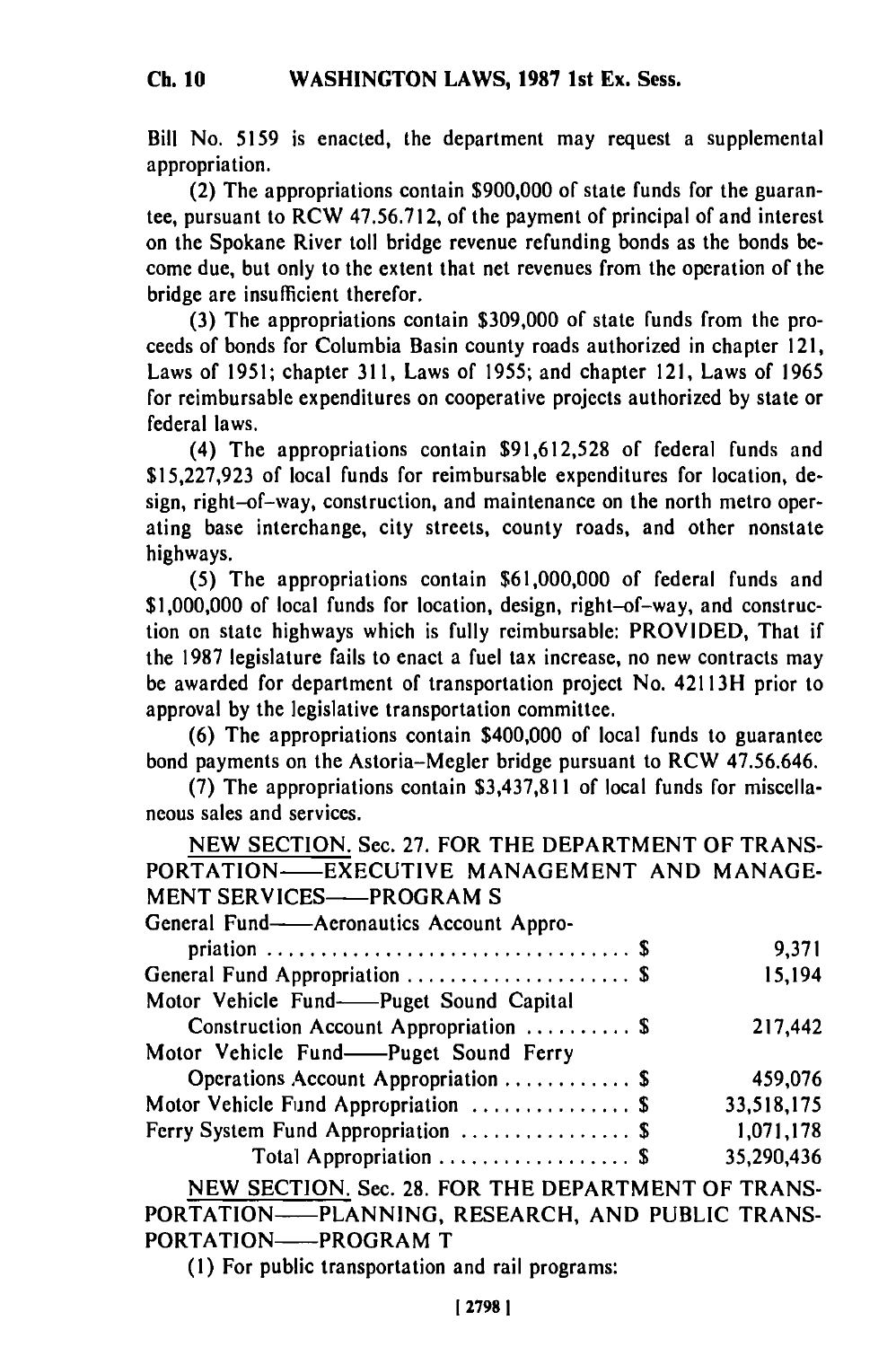Bill No. 5159 is enacted, the department may request a supplemental appropriation.

(2) The appropriations contain $900,000 of state funds for the guarantee, pursuant to RCW 47.56.712, of the payment of principal of and interest on the Spokane River toll bridge revenue refunding bonds as the bonds become due, but only to the extent that net revenues from the operation of the bridge are insufficient therefor.

(3) The appropriations contain $309,000 of state funds from the proceeds of bonds for Columbia Basin county roads authorized in chapter 121, Laws of 1951; chapter 311, Laws of 1955; and chapter 121, Laws of 1965 for reimbursable expenditures on cooperative projects authorized by state or federal laws.

(4) The appropriations contain $91,612,528 of federal funds and $15,227,923 of local funds for reimbursable expenditures for location, design, right-of-way, construction, and maintenance on the north metro operating base interchange, city streets, county roads, and other nonstate highways.

(5) The appropriations contain $61,000,000 of federal funds and $1,000,000 of local funds for location, design, right-of-way, and construction on state highways which is fully reimbursable: PROVIDED, That if the 1987 legislature fails to enact a fuel tax increase, no new contracts may be awarded for department of transportation project No. 42113H prior to approval by the legislative transportation committee.

(6) The appropriations contain $400,000 of local funds to guarantee bond payments on the Astoria-Megler bridge pursuant to RCW 47.56.646.

(7) The appropriations contain $3,437,811 of local funds for miscellaneous sales and services.

NEW SECTION. Sec. 27. FOR THE DEPARTMENT OF TRANSPORTATION—EXECUTIVE MANAGEMENT AND MANAGEMENT SERVICES—PROGRAM S

| | |
|---|---|
| General Fund—Aeronautics Account Appropriation . . . . . . . . . . . . . . . . . . . . . . . . . . . . . . . . $ | 9,371 |
| General Fund Appropriation . . . . . . . . . . . . . . . . . . . . $ | 15,194 |
| Motor Vehicle Fund—Puget Sound Capital Construction Account Appropriation . . . . . . . . . . $ | 217,442 |
| Motor Vehicle Fund—Puget Sound Ferry Operations Account Appropriation . . . . . . . . . . . . $ | 459,076 |
| Motor Vehicle Fund Appropriation . . . . . . . . . . . . . . . $ | 33,518,175 |
| Ferry System Fund Appropriation . . . . . . . . . . . . . . . . $ | 1,071,178 |
| Total Appropriation . . . . . . . . . . . . . . . . . . $ | 35,290,436 |

NEW SECTION. Sec. 28. FOR THE DEPARTMENT OF TRANSPORTATION—PLANNING, RESEARCH, AND PUBLIC TRANSPORTATION—PROGRAM T

(1) For public transportation and rail programs: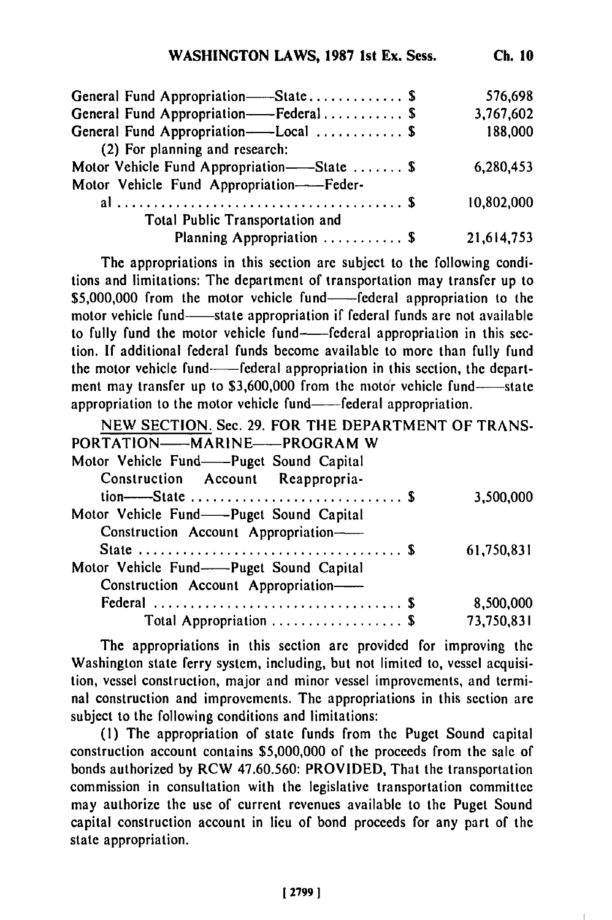| | |
|---|---|
| General Fund Appropriation——State.............$ | 576,698 |
| General Fund Appropriation——Federal...........$ | 3,767,602 |
| General Fund Appropriation——Local ............$ | 188,000 |
| (2) For planning and research: | |
| Motor Vehicle Fund Appropriation——State .......$ | 6,280,453 |
| Motor Vehicle Fund Appropriation——Federal ......................................$ | 10,802,000 |
| Total Public Transportation and Planning Appropriation ...........$ | 21,614,753 |

The appropriations in this section are subject to the following conditions and limitations: The department of transportation may transfer up to $5,000,000 from the motor vehicle fund——federal appropriation to the motor vehicle fund——state appropriation if federal funds are not available to fully fund the motor vehicle fund——federal appropriation in this section. If additional federal funds become available to more than fully fund the motor vehicle fund——federal appropriation in this section, the department may transfer up to $3,600,000 from the motor vehicle fund——state appropriation to the motor vehicle fund——federal appropriation.

NEW SECTION. Sec. 29. FOR THE DEPARTMENT OF TRANSPORTATION——MARINE——PROGRAM W

| | |
|---|---|
| Motor Vehicle Fund——Puget Sound Capital Construction Account Reappropriation——State .............................$ | 3,500,000 |
| Motor Vehicle Fund——Puget Sound Capital Construction Account Appropriation——State ....................................$ | 61,750,831 |
| Motor Vehicle Fund——Puget Sound Capital Construction Account Appropriation——Federal ..................................$ | 8,500,000 |
| Total Appropriation ..................$ | 73,750,831 |

The appropriations in this section are provided for improving the Washington state ferry system, including, but not limited to, vessel acquisition, vessel construction, major and minor vessel improvements, and terminal construction and improvements. The appropriations in this section are subject to the following conditions and limitations:

(1) The appropriation of state funds from the Puget Sound capital construction account contains $5,000,000 of the proceeds from the sale of bonds authorized by RCW 47.60.560: PROVIDED, That the transportation commission in consultation with the legislative transportation committee may authorize the use of current revenues available to the Puget Sound capital construction account in lieu of bond proceeds for any part of the state appropriation.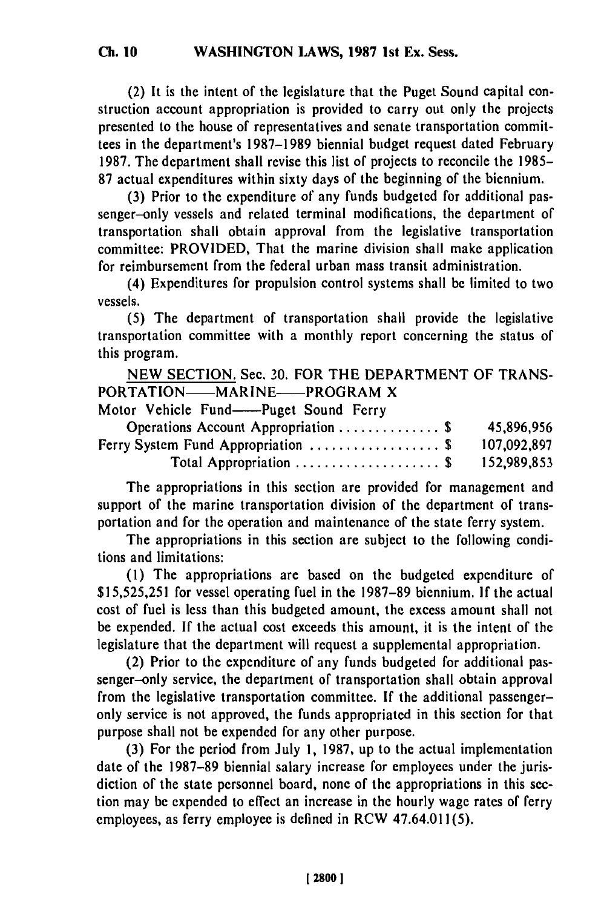(2) It is the intent of the legislature that the Puget Sound capital construction account appropriation is provided to carry out only the projects presented to the house of representatives and senate transportation committees in the department's 1987-1989 biennial budget request dated February 1987. The department shall revise this list of projects to reconcile the 1985-87 actual expenditures within sixty days of the beginning of the biennium.

(3) Prior to the expenditure of any funds budgeted for additional passenger-only vessels and related terminal modifications, the department of transportation shall obtain approval from the legislative transportation committee: PROVIDED, That the marine division shall make application for reimbursement from the federal urban mass transit administration.

(4) Expenditures for propulsion control systems shall be limited to two vessels.

(5) The department of transportation shall provide the legislative transportation committee with a monthly report concerning the status of this program.

NEW SECTION. Sec. 20. FOR THE DEPARTMENT OF TRANSPORTATION——MARINE——PROGRAM X

| | |
|---|---|
| Motor Vehicle Fund——Puget Sound Ferry Operations Account Appropriation .............. $ | 45,896,956 |
| Ferry System Fund Appropriation .................. $ | 107,092,897 |
| Total Appropriation .................... $ | 152,989,853 |

The appropriations in this section are provided for management and support of the marine transportation division of the department of transportation and for the operation and maintenance of the state ferry system.

The appropriations in this section are subject to the following conditions and limitations:

(1) The appropriations are based on the budgeted expenditure of $15,525,251 for vessel operating fuel in the 1987-89 biennium. If the actual cost of fuel is less than this budgeted amount, the excess amount shall not be expended. If the actual cost exceeds this amount, it is the intent of the legislature that the department will request a supplemental appropriation.

(2) Prior to the expenditure of any funds budgeted for additional passenger-only service, the department of transportation shall obtain approval from the legislative transportation committee. If the additional passenger-only service is not approved, the funds appropriated in this section for that purpose shall not be expended for any other purpose.

(3) For the period from July 1, 1987, up to the actual implementation date of the 1987-89 biennial salary increase for employees under the jurisdiction of the state personnel board, none of the appropriations in this section may be expended to effect an increase in the hourly wage rates of ferry employees, as ferry employee is defined in RCW 47.64.011(5).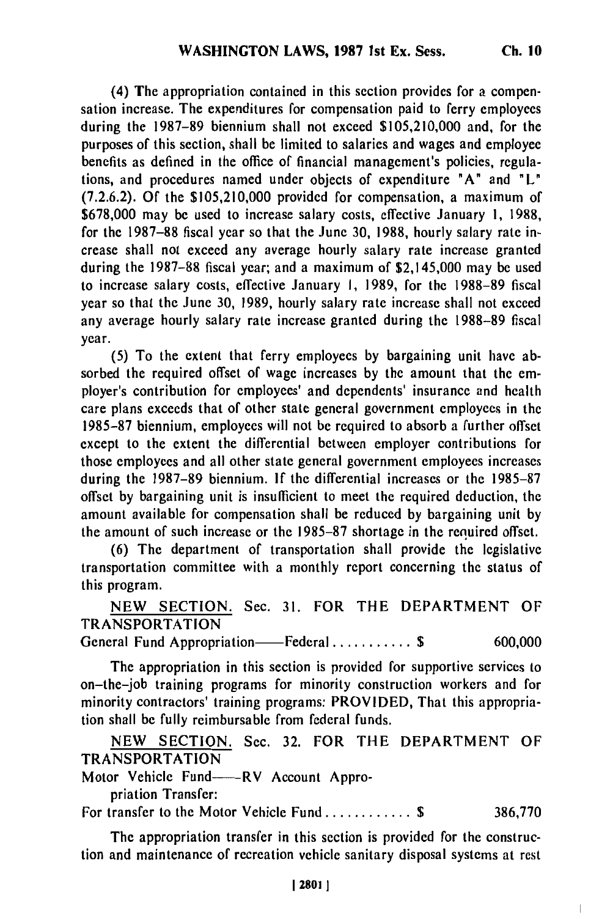(4) The appropriation contained in this section provides for a compensation increase. The expenditures for compensation paid to ferry employees during the 1987-89 biennium shall not exceed $105,210,000 and, for the purposes of this section, shall be limited to salaries and wages and employee benefits as defined in the office of financial management's policies, regulations, and procedures named under objects of expenditure "A" and "L" (7.2.6.2). Of the $105,210,000 provided for compensation, a maximum of $678,000 may be used to increase salary costs, effective January 1, 1988, for the 1987-88 fiscal year so that the June 30, 1988, hourly salary rate increase shall not exceed any average hourly salary rate increase granted during the 1987-88 fiscal year; and a maximum of $2,145,000 may be used to increase salary costs, effective January 1, 1989, for the 1988-89 fiscal year so that the June 30, 1989, hourly salary rate increase shall not exceed any average hourly salary rate increase granted during the 1988-89 fiscal year.

(5) To the extent that ferry employees by bargaining unit have absorbed the required offset of wage increases by the amount that the employer's contribution for employees' and dependents' insurance and health care plans exceeds that of other state general government employees in the 1985-87 biennium, employees will not be required to absorb a further offset except to the extent the differential between employer contributions for those employees and all other state general government employees increases during the 1987-89 biennium. If the differential increases or the 1985-87 offset by bargaining unit is insufficient to meet the required deduction, the amount available for compensation shall be reduced by bargaining unit by the amount of such increase or the 1985-87 shortage in the required offset.

(6) The department of transportation shall provide the legislative transportation committee with a monthly report concerning the status of this program.

NEW SECTION. Sec. 31. FOR THE DEPARTMENT OF TRANSPORTATION

General Fund Appropriation——Federal . . . . . . . . . . . $ 600,000

The appropriation in this section is provided for supportive services to on-the-job training programs for minority construction workers and for minority contractors' training programs: PROVIDED, That this appropriation shall be fully reimbursable from federal funds.

NEW SECTION. Sec. 32. FOR THE DEPARTMENT OF TRANSPORTATION

Motor Vehicle Fund——RV Account Appropriation Transfer:

For transfer to the Motor Vehicle Fund . . . . . . . . . . . . $ 386,770

The appropriation transfer in this section is provided for the construction and maintenance of recreation vehicle sanitary disposal systems at rest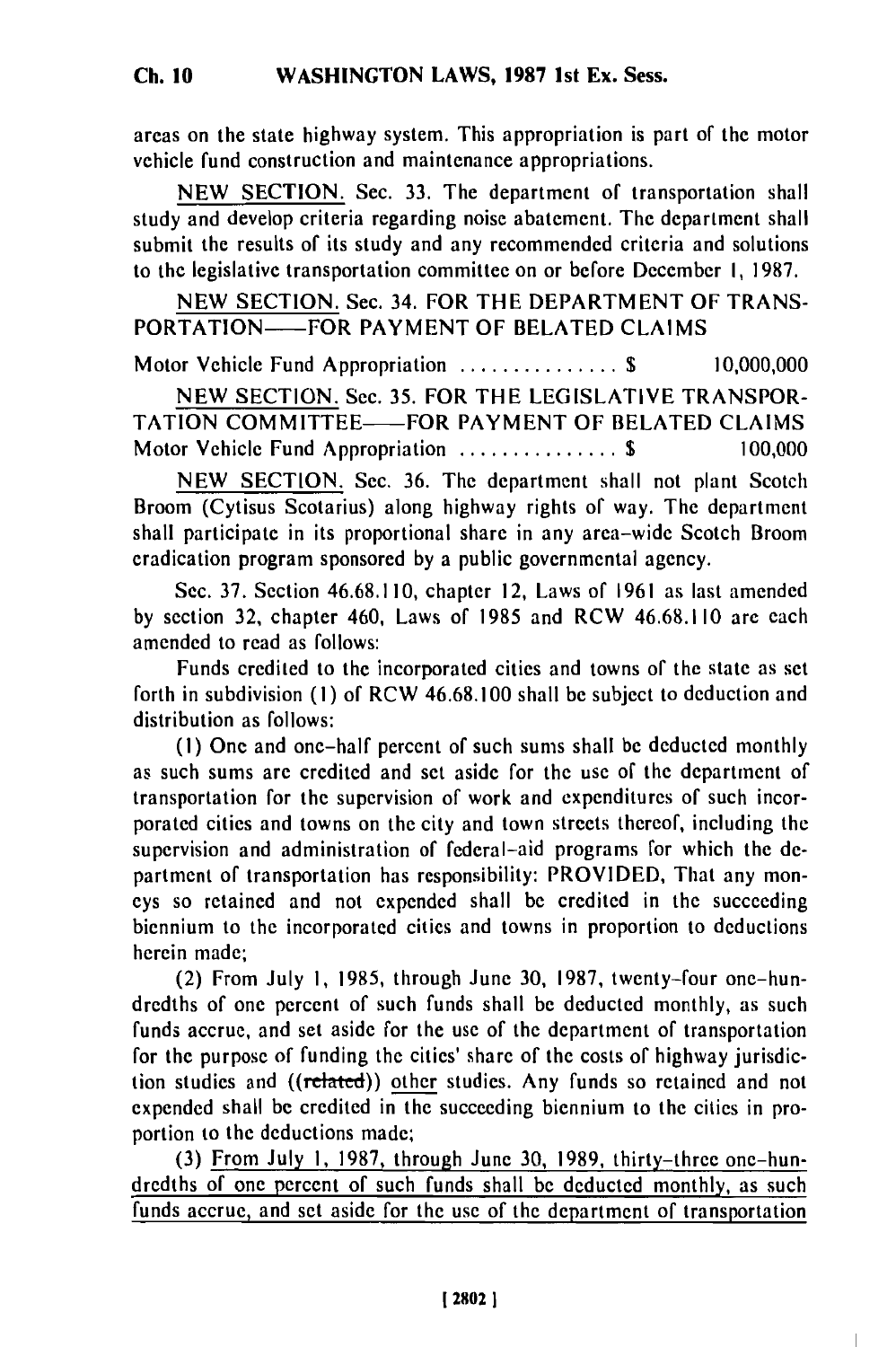areas on the state highway system. This appropriation is part of the motor vehicle fund construction and maintenance appropriations.

NEW SECTION. Sec. 33. The department of transportation shall study and develop criteria regarding noise abatement. The department shall submit the results of its study and any recommended criteria and solutions to the legislative transportation committee on or before December 1, 1987.

NEW SECTION. Sec. 34. FOR THE DEPARTMENT OF TRANSPORTATION——FOR PAYMENT OF BELATED CLAIMS

Motor Vehicle Fund Appropriation ............... $ 10,000,000

NEW SECTION. Sec. 35. FOR THE LEGISLATIVE TRANSPORTATION COMMITTEE——FOR PAYMENT OF BELATED CLAIMS

Motor Vehicle Fund Appropriation ............... $ 100,000

NEW SECTION. Sec. 36. The department shall not plant Scotch Broom (Cytisus Scotarius) along highway rights of way. The department shall participate in its proportional share in any area-wide Scotch Broom eradication program sponsored by a public governmental agency.

Sec. 37. Section 46.68.110, chapter 12, Laws of 1961 as last amended by section 32, chapter 460, Laws of 1985 and RCW 46.68.110 are each amended to read as follows:

Funds credited to the incorporated cities and towns of the state as set forth in subdivision (1) of RCW 46.68.100 shall be subject to deduction and distribution as follows:

(1) One and one-half percent of such sums shall be deducted monthly as such sums are credited and set aside for the use of the department of transportation for the supervision of work and expenditures of such incorporated cities and towns on the city and town streets thereof, including the supervision and administration of federal-aid programs for which the department of transportation has responsibility: PROVIDED, That any moneys so retained and not expended shall be credited in the succeeding biennium to the incorporated cities and towns in proportion to deductions herein made;

(2) From July 1, 1985, through June 30, 1987, twenty-four one-hundredths of one percent of such funds shall be deducted monthly, as such funds accrue, and set aside for the use of the department of transportation for the purpose of funding the cities' share of the costs of highway jurisdiction studies and ((~~related~~)) <u>other</u> studies. Any funds so retained and not expended shall be credited in the succeeding biennium to the cities in proportion to the deductions made;

(3) <u>From July 1, 1987, through June 30, 1989, thirty-three one-hundredths of one percent of such funds shall be deducted monthly, as such funds accrue, and set aside for the use of the department of transportation</u>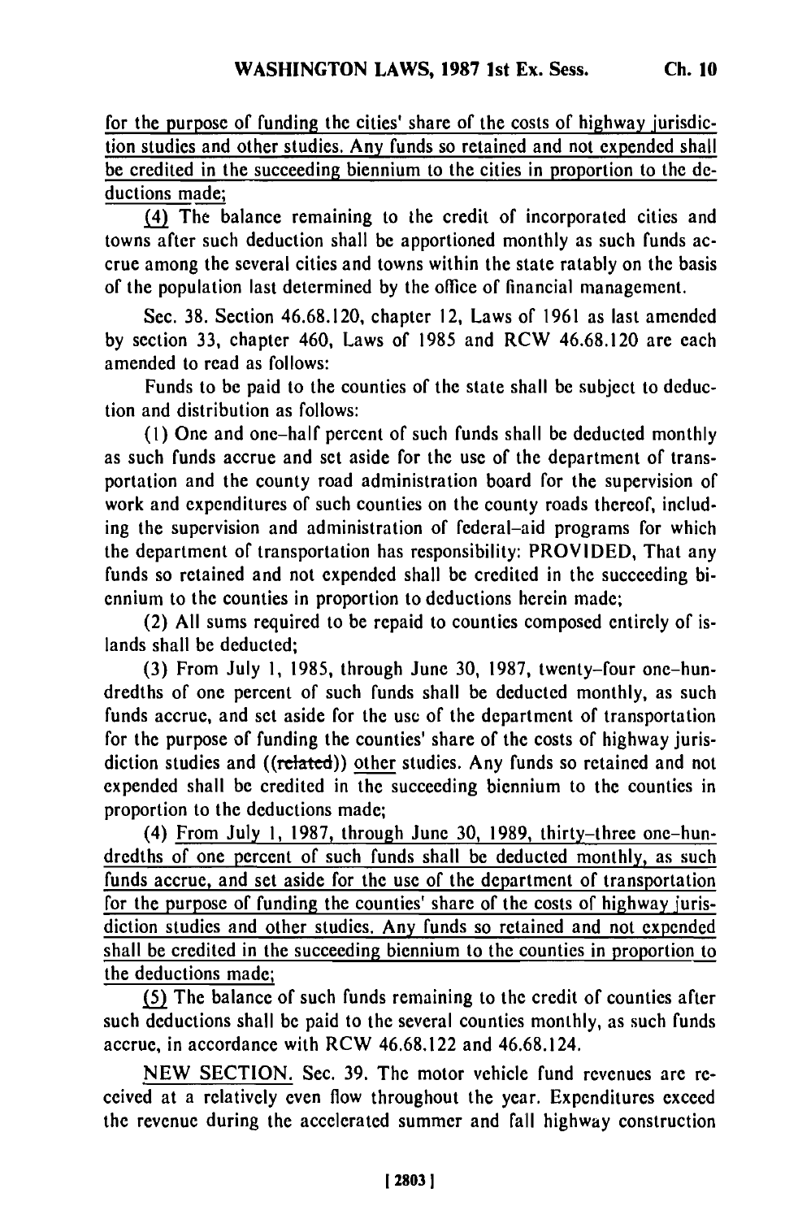for the purpose of funding the cities' share of the costs of highway jurisdiction studies and other studies. Any funds so retained and not expended shall be credited in the succeeding biennium to the cities in proportion to the deductions made;

(4) The balance remaining to the credit of incorporated cities and towns after such deduction shall be apportioned monthly as such funds accrue among the several cities and towns within the state ratably on the basis of the population last determined by the office of financial management.

Sec. 38. Section 46.68.120, chapter 12, Laws of 1961 as last amended by section 33, chapter 460, Laws of 1985 and RCW 46.68.120 are each amended to read as follows:

Funds to be paid to the counties of the state shall be subject to deduction and distribution as follows:

(1) One and one-half percent of such funds shall be deducted monthly as such funds accrue and set aside for the use of the department of transportation and the county road administration board for the supervision of work and expenditures of such counties on the county roads thereof, including the supervision and administration of federal-aid programs for which the department of transportation has responsibility: PROVIDED, That any funds so retained and not expended shall be credited in the succeeding biennium to the counties in proportion to deductions herein made;

(2) All sums required to be repaid to counties composed entirely of islands shall be deducted;

(3) From July 1, 1985, through June 30, 1987, twenty-four one-hundredths of one percent of such funds shall be deducted monthly, as such funds accrue, and set aside for the use of the department of transportation for the purpose of funding the counties' share of the costs of highway jurisdiction studies and ((~~related~~)) other studies. Any funds so retained and not expended shall be credited in the succeeding biennium to the counties in proportion to the deductions made;

(4) From July 1, 1987, through June 30, 1989, thirty-three one-hundredths of one percent of such funds shall be deducted monthly, as such funds accrue, and set aside for the use of the department of transportation for the purpose of funding the counties' share of the costs of highway jurisdiction studies and other studies. Any funds so retained and not expended shall be credited in the succeeding biennium to the counties in proportion to the deductions made;

(5) The balance of such funds remaining to the credit of counties after such deductions shall be paid to the several counties monthly, as such funds accrue, in accordance with RCW 46.68.122 and 46.68.124.

NEW SECTION. Sec. 39. The motor vehicle fund revenues are received at a relatively even flow throughout the year. Expenditures exceed the revenue during the accelerated summer and fall highway construction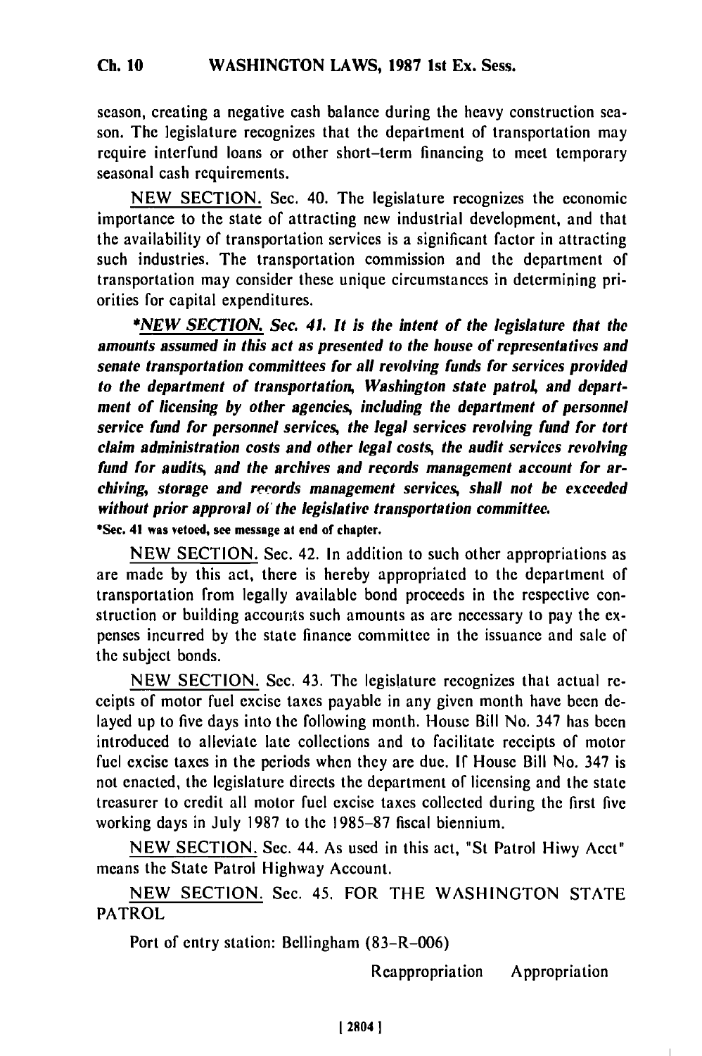season, creating a negative cash balance during the heavy construction season. The legislature recognizes that the department of transportation may require interfund loans or other short-term financing to meet temporary seasonal cash requirements.

NEW SECTION. Sec. 40. The legislature recognizes the economic importance to the state of attracting new industrial development, and that the availability of transportation services is a significant factor in attracting such industries. The transportation commission and the department of transportation may consider these unique circumstances in determining priorities for capital expenditures.

****NEW SECTION. Sec. 41. It is the intent of the legislature that the amounts assumed in this act as presented to the house of representatives and senate transportation committees for all revolving funds for services provided to the department of transportation, Washington state patrol, and department of licensing by other agencies, including the department of personnel service fund for personnel services, the legal services revolving fund for tort claim administration costs and other legal costs, the audit services revolving fund for audits, and the archives and records management account for archiving, storage and records management services, shall not be exceeded without prior approval of the legislative transportation committee.***

**\*Sec. 41 was vetoed, see message at end of chapter.**

NEW SECTION. Sec. 42. In addition to such other appropriations as are made by this act, there is hereby appropriated to the department of transportation from legally available bond proceeds in the respective construction or building accounts such amounts as are necessary to pay the expenses incurred by the state finance committee in the issuance and sale of the subject bonds.

NEW SECTION. Sec. 43. The legislature recognizes that actual receipts of motor fuel excise taxes payable in any given month have been delayed up to five days into the following month. House Bill No. 347 has been introduced to alleviate late collections and to facilitate receipts of motor fuel excise taxes in the periods when they are due. If House Bill No. 347 is not enacted, the legislature directs the department of licensing and the state treasurer to credit all motor fuel excise taxes collected during the first five working days in July 1987 to the 1985-87 fiscal biennium.

NEW SECTION. Sec. 44. As used in this act, "St Patrol Hiwy Acct" means the State Patrol Highway Account.

NEW SECTION. Sec. 45. FOR THE WASHINGTON STATE PATROL

Port of entry station: Bellingham (83-R-006)

| | Reappropriation | Appropriation |
|---|---|---|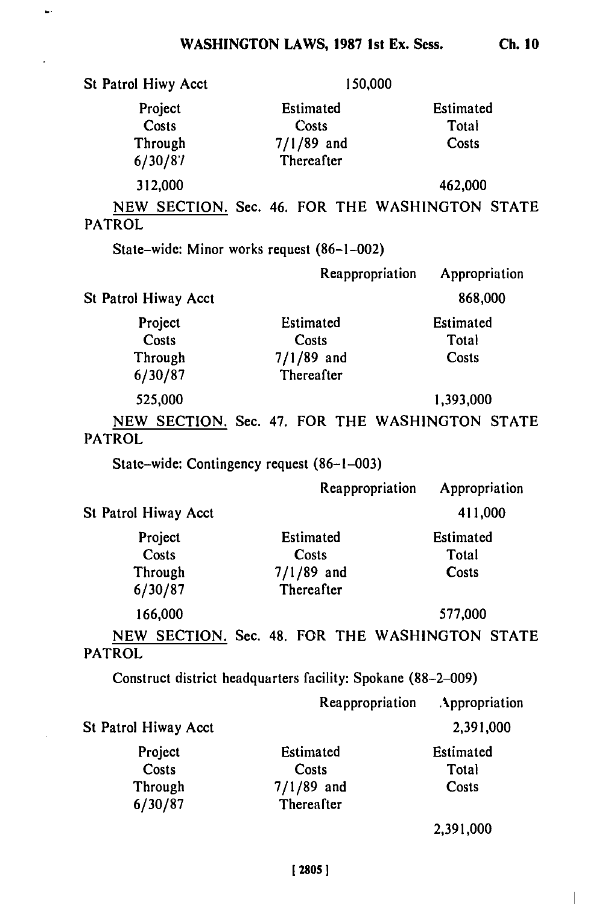| St Patrol Hiwy Acct | 150,000 | |
|---|---|---|
| Project Costs Through 6/30/87 | Estimated Costs 7/1/89 and Thereafter | Estimated Total Costs |
| 312,000 | | 462,000 |

NEW SECTION. Sec. 46. FOR THE WASHINGTON STATE PATROL

State-wide: Minor works request (86-1-002)

| | Reappropriation | Appropriation |
|---|---|---|
| St Patrol Hiway Acct | | 868,000 |
| Project Costs Through 6/30/87 | Estimated Costs 7/1/89 and Thereafter | Estimated Total Costs |
| 525,000 | | 1,393,000 |

NEW SECTION. Sec. 47. FOR THE WASHINGTON STATE PATROL

State-wide: Contingency request (86-1-003)

| | Reappropriation | Appropriation |
|---|---|---|
| St Patrol Hiway Acct | | 411,000 |
| Project Costs Through 6/30/87 | Estimated Costs 7/1/89 and Thereafter | Estimated Total Costs |
| 166,000 | | 577,000 |

NEW SECTION. Sec. 48. FOR THE WASHINGTON STATE PATROL

Construct district headquarters facility: Spokane (88-2-009)

| | Reappropriation | Appropriation |
|---|---|---|
| St Patrol Hiway Acct | | 2,391,000 |
| Project Costs Through 6/30/87 | Estimated Costs 7/1/89 and Thereafter | Estimated Total Costs |
| | | 2,391,000 |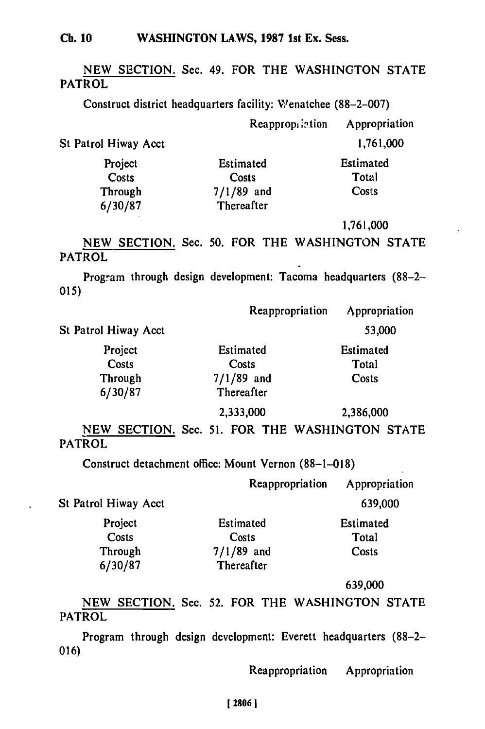NEW SECTION. Sec. 49. FOR THE WASHINGTON STATE PATROL

Construct district headquarters facility: Wenatchee (88-2-007)

| | Reappropriation | Appropriation |
|---|---|---|
| St Patrol Hiway Acct | | 1,761,000 |

| Project Costs Through 6/30/87 | Estimated Costs 7/1/89 and Thereafter | Estimated Total Costs |
|---|---|---|
| | | 1,761,000 |

NEW SECTION. Sec. 50. FOR THE WASHINGTON STATE PATROL

Program through design development: Tacoma headquarters (88-2-015)

| | Reappropriation | Appropriation |
|---|---|---|
| St Patrol Hiway Acct | | 53,000 |

| Project Costs Through 6/30/87 | Estimated Costs 7/1/89 and Thereafter | Estimated Total Costs |
|---|---|---|
| | 2,333,000 | 2,386,000 |

NEW SECTION. Sec. 51. FOR THE WASHINGTON STATE PATROL

Construct detachment office: Mount Vernon (88-1-018)

| | Reappropriation | Appropriation |
|---|---|---|
| St Patrol Hiway Acct | | 639,000 |

| Project Costs Through 6/30/87 | Estimated Costs 7/1/89 and Thereafter | Estimated Total Costs |
|---|---|---|
| | | 639,000 |

NEW SECTION. Sec. 52. FOR THE WASHINGTON STATE PATROL

Program through design development: Everett headquarters (88-2-016)

| | Reappropriation | Appropriation |
|---|---|---|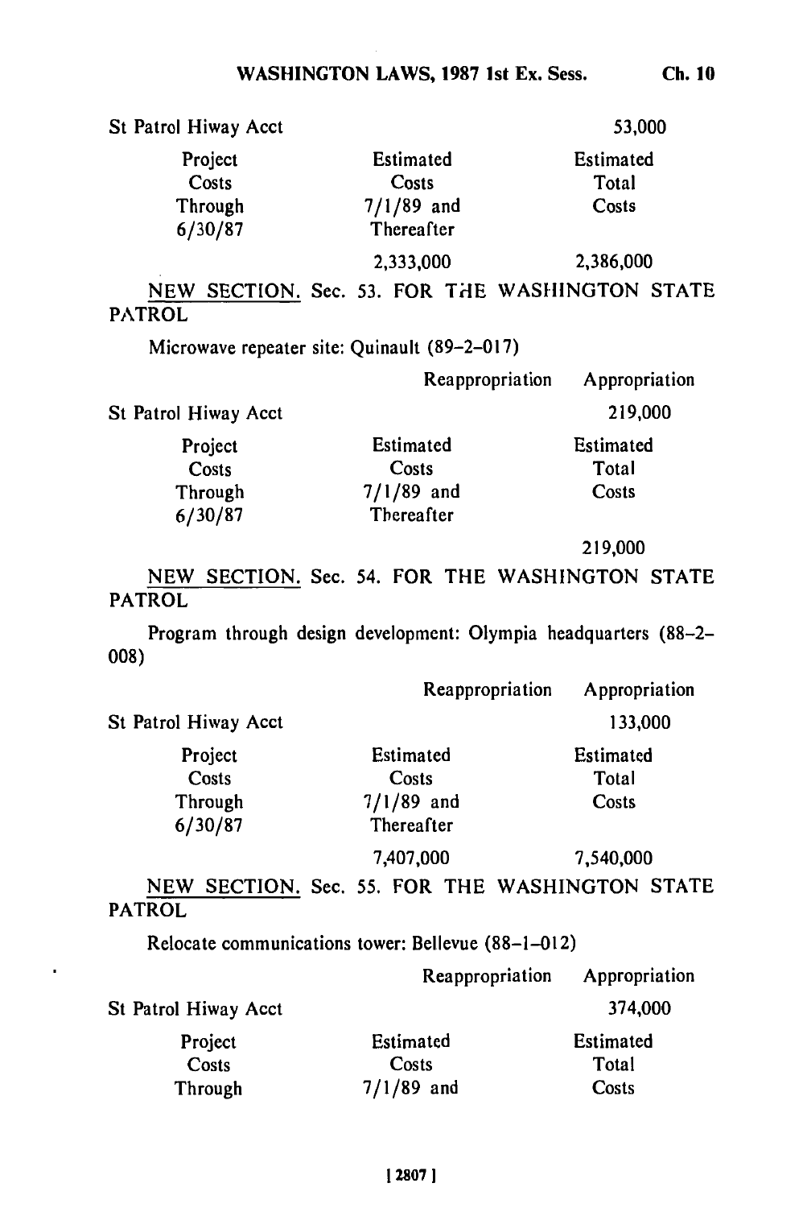| | | |
|---|---|---|
| St Patrol Hiway Acct | | 53,000 |
| Project Costs Through 6/30/87 | Estimated Costs 7/1/89 and Thereafter | Estimated Total Costs |
| | 2,333,000 | 2,386,000 |

NEW SECTION. Sec. 53. FOR THE WASHINGTON STATE PATROL

Microwave repeater site: Quinault (89-2-017)

| | Reappropriation | Appropriation |
|---|---|---|
| St Patrol Hiway Acct | | 219,000 |
| Project Costs Through 6/30/87 | Estimated Costs 7/1/89 and Thereafter | Estimated Total Costs |
| | | 219,000 |

NEW SECTION. Sec. 54. FOR THE WASHINGTON STATE PATROL

Program through design development: Olympia headquarters (88-2-008)

| | Reappropriation | Appropriation |
|---|---|---|
| St Patrol Hiway Acct | | 133,000 |
| Project Costs Through 6/30/87 | Estimated Costs 7/1/89 and Thereafter | Estimated Total Costs |
| | 7,407,000 | 7,540,000 |

NEW SECTION. Sec. 55. FOR THE WASHINGTON STATE PATROL

Relocate communications tower: Bellevue (88-1-012)

| | Reappropriation | Appropriation |
|---|---|---|
| St Patrol Hiway Acct | | 374,000 |
| Project Costs Through | Estimated Costs 7/1/89 and | Estimated Total Costs |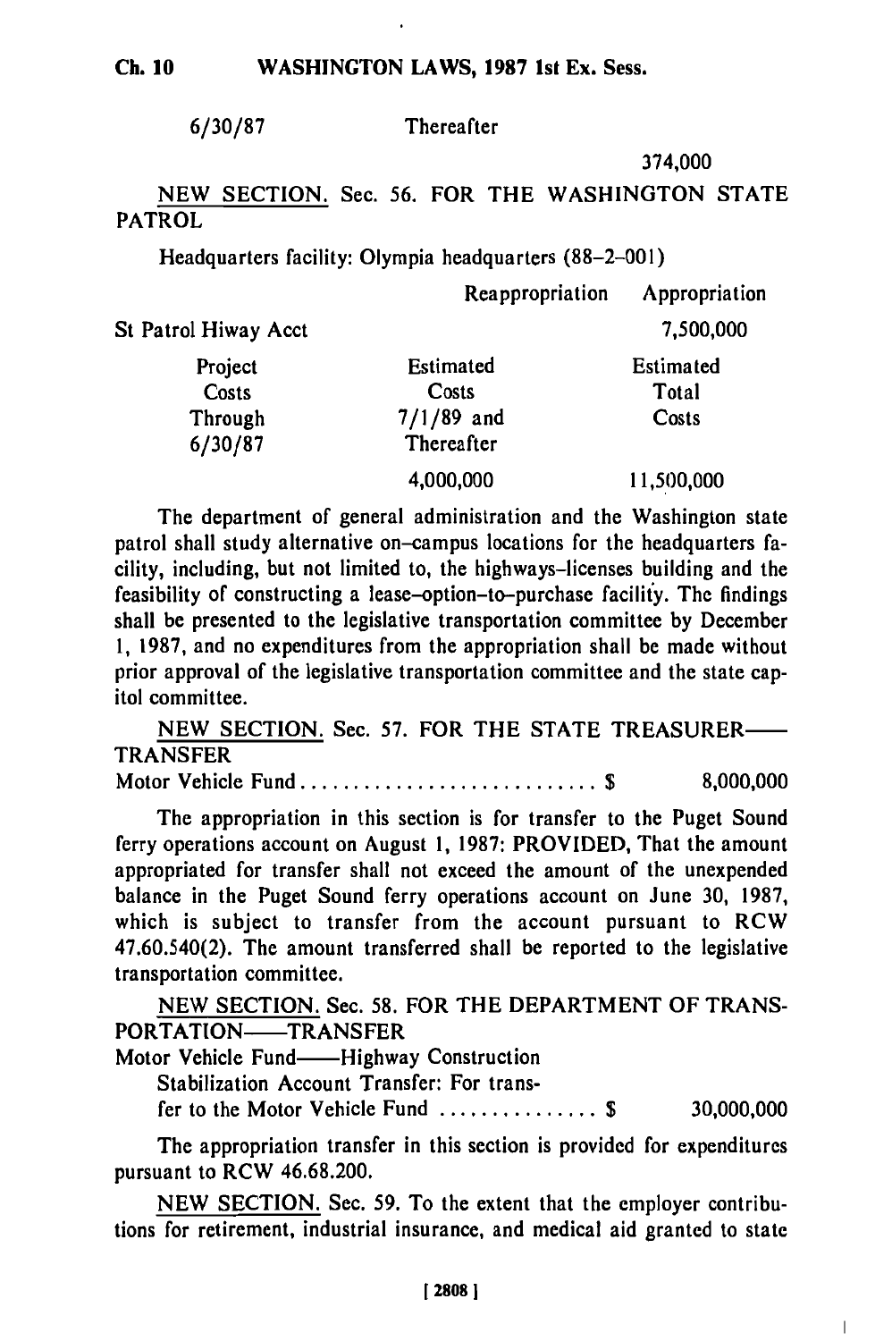6/30/87 Thereafter

374,000

NEW SECTION. Sec. 56. FOR THE WASHINGTON STATE PATROL

Headquarters facility: Olympia headquarters (88-2-001)

| | Reappropriation | Appropriation |
|---|---|---|
| St Patrol Hiway Acct | | 7,500,000 |
| Project Costs Through 6/30/87 | Estimated Costs 7/1/89 and Thereafter | Estimated Total Costs |
| | 4,000,000 | 11,500,000 |

The department of general administration and the Washington state patrol shall study alternative on-campus locations for the headquarters facility, including, but not limited to, the highways-licenses building and the feasibility of constructing a lease-option-to-purchase facility. The findings shall be presented to the legislative transportation committee by December 1, 1987, and no expenditures from the appropriation shall be made without prior approval of the legislative transportation committee and the state capitol committee.

NEW SECTION. Sec. 57. FOR THE STATE TREASURER——TRANSFER

Motor Vehicle Fund ............................ $ 8,000,000

The appropriation in this section is for transfer to the Puget Sound ferry operations account on August 1, 1987: PROVIDED, That the amount appropriated for transfer shall not exceed the amount of the unexpended balance in the Puget Sound ferry operations account on June 30, 1987, which is subject to transfer from the account pursuant to RCW 47.60.540(2). The amount transferred shall be reported to the legislative transportation committee.

NEW SECTION. Sec. 58. FOR THE DEPARTMENT OF TRANSPORTATION——TRANSFER

Motor Vehicle Fund——Highway Construction Stabilization Account Transfer: For transfer to the Motor Vehicle Fund ............... $ 30,000,000

The appropriation transfer in this section is provided for expenditures pursuant to RCW 46.68.200.

NEW SECTION. Sec. 59. To the extent that the employer contributions for retirement, industrial insurance, and medical aid granted to state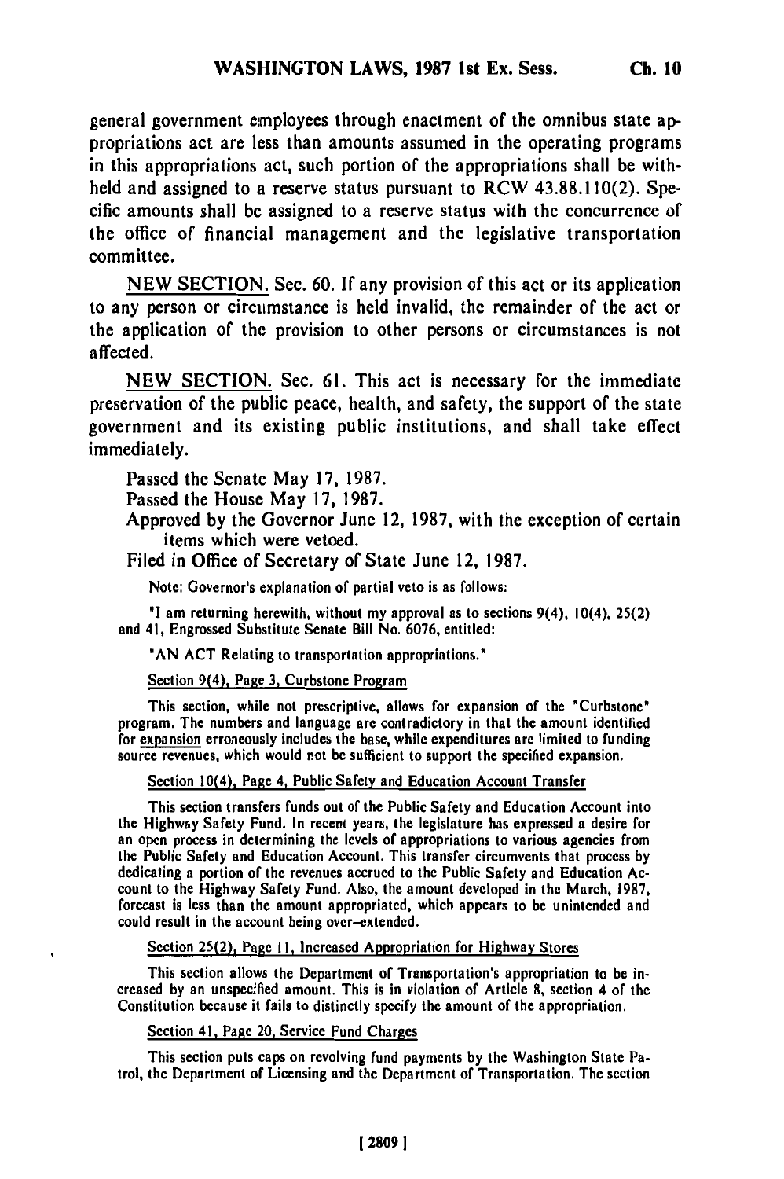general government employees through enactment of the omnibus state appropriations act are less than amounts assumed in the operating programs in this appropriations act, such portion of the appropriations shall be withheld and assigned to a reserve status pursuant to RCW 43.88.110(2). Specific amounts shall be assigned to a reserve status with the concurrence of the office of financial management and the legislative transportation committee.

NEW SECTION. Sec. 60. If any provision of this act or its application to any person or circumstance is held invalid, the remainder of the act or the application of the provision to other persons or circumstances is not affected.

NEW SECTION. Sec. 61. This act is necessary for the immediate preservation of the public peace, health, and safety, the support of the state government and its existing public institutions, and shall take effect immediately.

Passed the Senate May 17, 1987.

Passed the House May 17, 1987.

Approved by the Governor June 12, 1987, with the exception of certain items which were vetoed.

Filed in Office of Secretary of State June 12, 1987.

Note: Governor's explanation of partial veto is as follows:

"I am returning herewith, without my approval as to sections 9(4), 10(4), 25(2) and 41, Engrossed Substitute Senate Bill No. 6076, entitled:

"AN ACT Relating to transportation appropriations."

Section 9(4), Page 3, Curbstone Program

This section, while not prescriptive, allows for expansion of the "Curbstone" program. The numbers and language are contradictory in that the amount identified for expansion erroneously includes the base, while expenditures are limited to funding source revenues, which would not be sufficient to support the specified expansion.

Section 10(4), Page 4, Public Safety and Education Account Transfer

This section transfers funds out of the Public Safety and Education Account into the Highway Safety Fund. In recent years, the legislature has expressed a desire for an open process in determining the levels of appropriations to various agencies from the Public Safety and Education Account. This transfer circumvents that process by dedicating a portion of the revenues accrued to the Public Safety and Education Account to the Highway Safety Fund. Also, the amount developed in the March, 1987, forecast is less than the amount appropriated, which appears to be unintended and could result in the account being over-extended.

Section 25(2), Page 11, Increased Appropriation for Highway Stores

This section allows the Department of Transportation's appropriation to be increased by an unspecified amount. This is in violation of Article 8, section 4 of the Constitution because it fails to distinctly specify the amount of the appropriation.

Section 41, Page 20, Service Fund Charges

This section puts caps on revolving fund payments by the Washington State Patrol, the Department of Licensing and the Department of Transportation. The section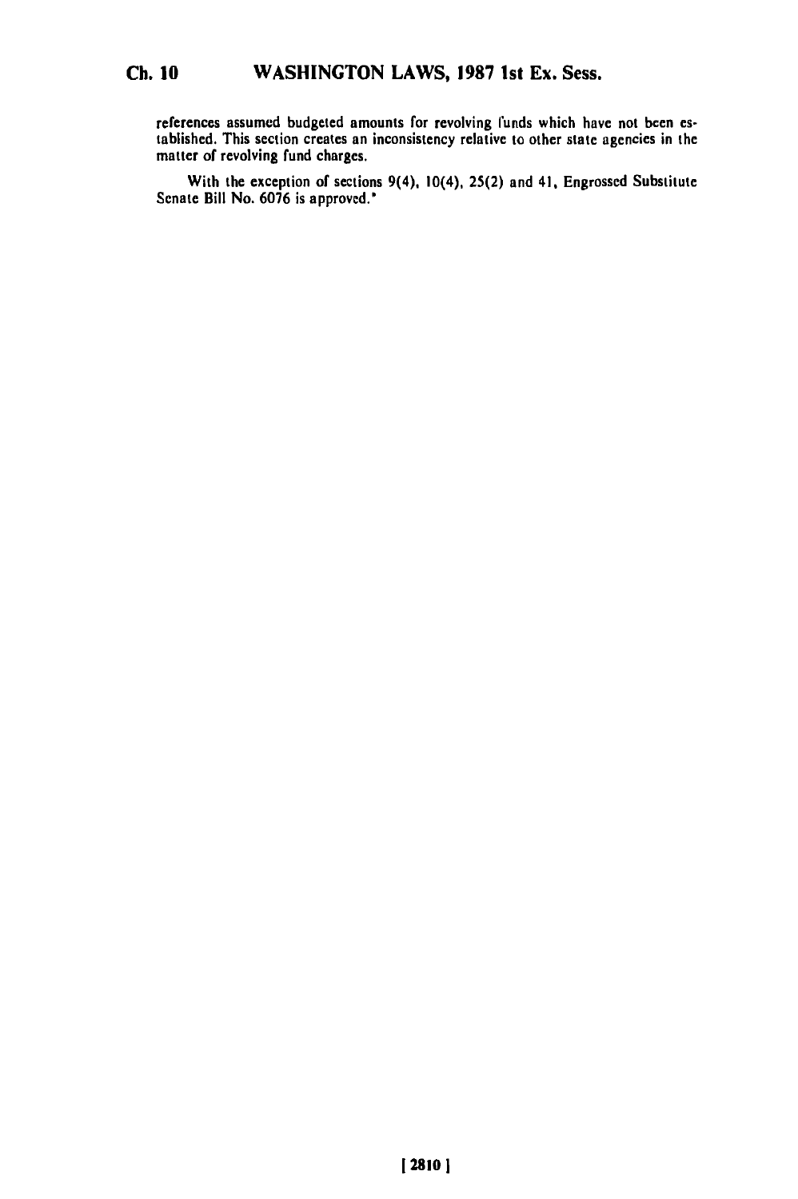references assumed budgeted amounts for revolving funds which have not been established. This section creates an inconsistency relative to other state agencies in the matter of revolving fund charges.

With the exception of sections 9(4), 10(4), 25(2) and 41, Engrossed Substitute Senate Bill No. 6076 is approved."